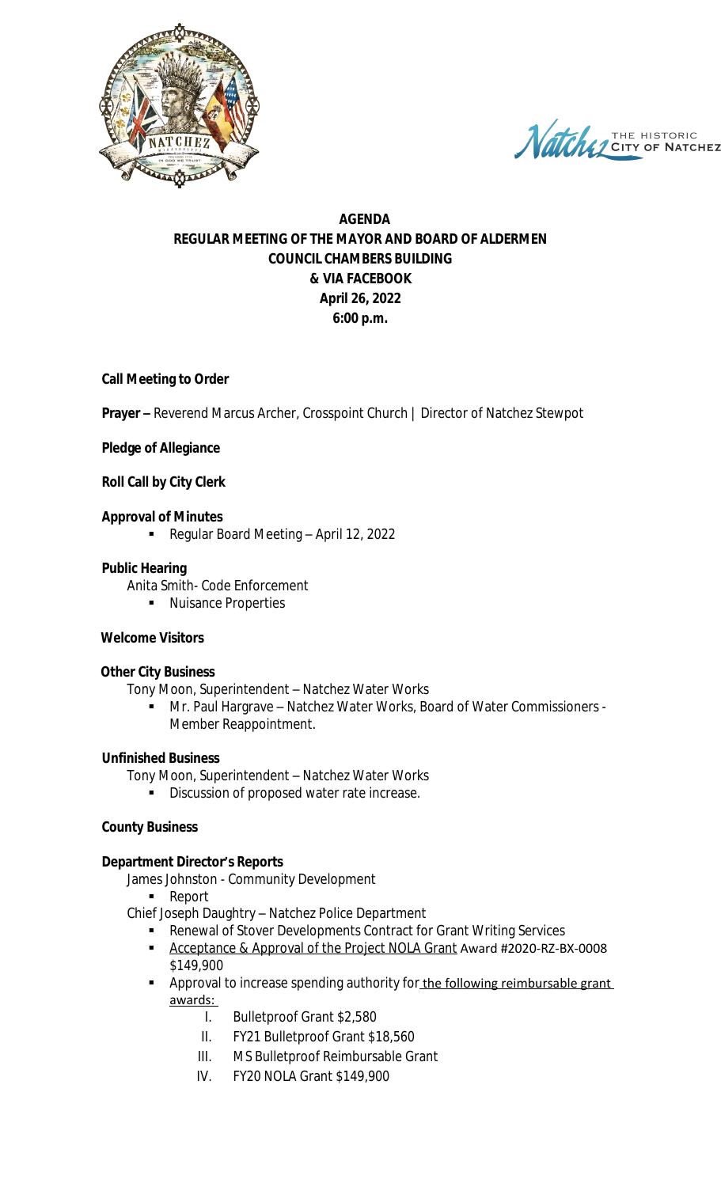**AGENDA**
**REGULAR MEETING OF THE MAYOR AND BOARD OF ALDERMEN**
**COUNCIL CHAMBERS BUILDING**
**& VIA FACEBOOK**
**April 26, 2022**
**6:00 p.m.**

**Call Meeting to Order**

**Prayer –** Reverend Marcus Archer, Crosspoint Church | Director of Natchez Stewpot

**Pledge of Allegiance**

**Roll Call by City Clerk**

**Approval of Minutes**

- Regular Board Meeting – April 12, 2022

**Public Hearing**

Anita Smith- Code Enforcement

- Nuisance Properties

**Welcome Visitors**

**Other City Business**

Tony Moon, Superintendent – Natchez Water Works

- Mr. Paul Hargrave – Natchez Water Works, Board of Water Commissioners - Member Reappointment.

**Unfinished Business**

Tony Moon, Superintendent – Natchez Water Works

- Discussion of proposed water rate increase.

**County Business**

**Department Director's Reports**

James Johnston - Community Development

- Report

Chief Joseph Daughtry – Natchez Police Department

- Renewal of Stover Developments Contract for Grant Writing Services
- Acceptance & Approval of the Project NOLA Grant Award #2020-RZ-BX-0008 $149,900
- Approval to increase spending authority for the following reimbursable grant awards:
  - I. Bulletproof Grant $2,580
  - II. FY21 Bulletproof Grant $18,560
  - III. MS Bulletproof Reimbursable Grant
  - IV. FY20 NOLA Grant $149,900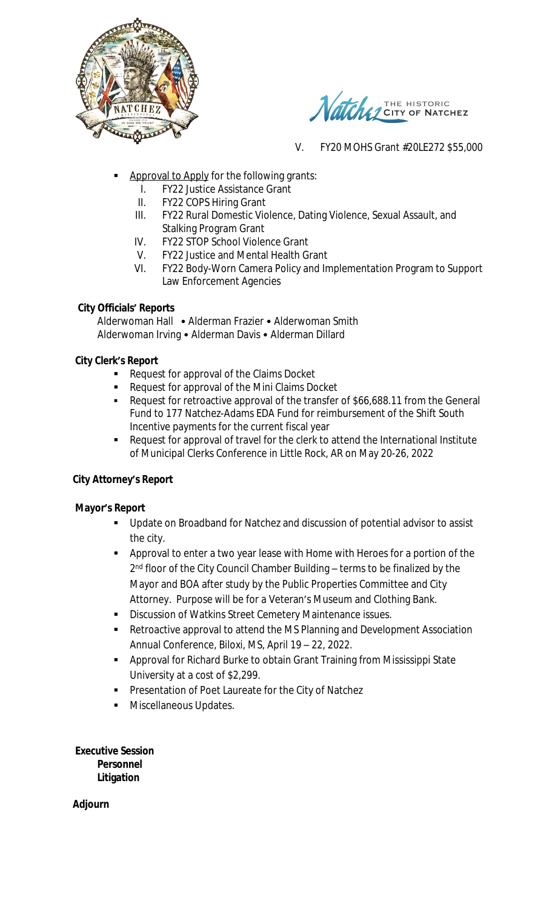V. FY20 MOHS Grant #20LE272 $55,000

- Approval to Apply for the following grants:
  I. FY22 Justice Assistance Grant
  II. FY22 COPS Hiring Grant
  III. FY22 Rural Domestic Violence, Dating Violence, Sexual Assault, and Stalking Program Grant
  IV. FY22 STOP School Violence Grant
  V. FY22 Justice and Mental Health Grant
  VI. FY22 Body-Worn Camera Policy and Implementation Program to Support Law Enforcement Agencies

**City Officials' Reports**

Alderwoman Hall • Alderman Frazier • Alderwoman Smith
Alderwoman Irving • Alderman Davis • Alderman Dillard

**City Clerk's Report**

- Request for approval of the Claims Docket
- Request for approval of the Mini Claims Docket
- Request for retroactive approval of the transfer of $66,688.11 from the General Fund to 177 Natchez-Adams EDA Fund for reimbursement of the Shift South Incentive payments for the current fiscal year
- Request for approval of travel for the clerk to attend the International Institute of Municipal Clerks Conference in Little Rock, AR on May 20-26, 2022

**City Attorney's Report**

**Mayor's Report**

- Update on Broadband for Natchez and discussion of potential advisor to assist the city.
- Approval to enter a two year lease with Home with Heroes for a portion of the 2nd floor of the City Council Chamber Building – terms to be finalized by the Mayor and BOA after study by the Public Properties Committee and City Attorney. Purpose will be for a Veteran's Museum and Clothing Bank.
- Discussion of Watkins Street Cemetery Maintenance issues.
- Retroactive approval to attend the MS Planning and Development Association Annual Conference, Biloxi, MS, April 19 – 22, 2022.
- Approval for Richard Burke to obtain Grant Training from Mississippi State University at a cost of $2,299.
- Presentation of Poet Laureate for the City of Natchez
- Miscellaneous Updates.

**Executive Session**

**Personnel**

**Litigation**

**Adjourn**